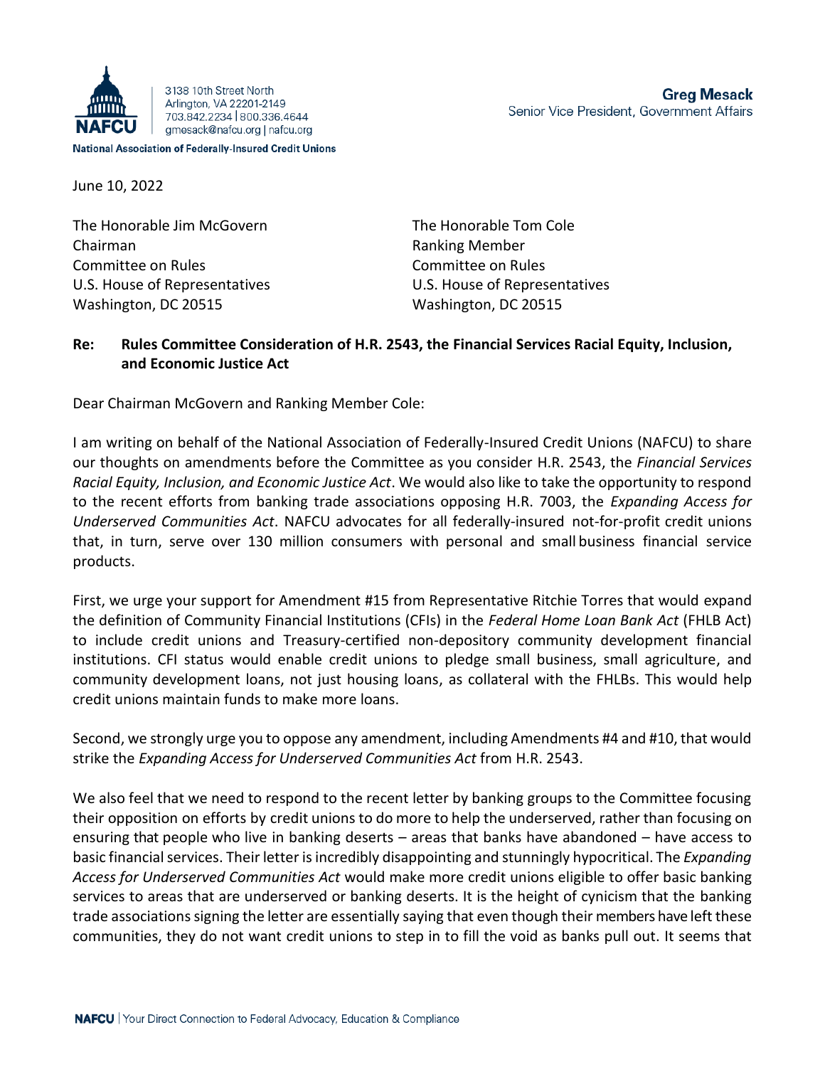3138 10th Street North
Arlington, VA 22201-2149
703.842.2234 | 800.336.4644
gmesack@nafcu.org | nafcu.org

National Association of Federally-Insured Credit Unions

**Greg Mesack**
Senior Vice President, Government Affairs

June 10, 2022

The Honorable Jim McGovern
Chairman
Committee on Rules
U.S. House of Representatives
Washington, DC 20515

The Honorable Tom Cole
Ranking Member
Committee on Rules
U.S. House of Representatives
Washington, DC 20515

**Re: Rules Committee Consideration of H.R. 2543, the Financial Services Racial Equity, Inclusion, and Economic Justice Act**

Dear Chairman McGovern and Ranking Member Cole:

I am writing on behalf of the National Association of Federally-Insured Credit Unions (NAFCU) to share our thoughts on amendments before the Committee as you consider H.R. 2543, the *Financial Services Racial Equity, Inclusion, and Economic Justice Act*. We would also like to take the opportunity to respond to the recent efforts from banking trade associations opposing H.R. 7003, the *Expanding Access for Underserved Communities Act*. NAFCU advocates for all federally-insured not-for-profit credit unions that, in turn, serve over 130 million consumers with personal and small business financial service products.

First, we urge your support for Amendment #15 from Representative Ritchie Torres that would expand the definition of Community Financial Institutions (CFIs) in the *Federal Home Loan Bank Act* (FHLB Act) to include credit unions and Treasury-certified non-depository community development financial institutions. CFI status would enable credit unions to pledge small business, small agriculture, and community development loans, not just housing loans, as collateral with the FHLBs. This would help credit unions maintain funds to make more loans.

Second, we strongly urge you to oppose any amendment, including Amendments #4 and #10, that would strike the *Expanding Access for Underserved Communities Act* from H.R. 2543.

We also feel that we need to respond to the recent letter by banking groups to the Committee focusing their opposition on efforts by credit unions to do more to help the underserved, rather than focusing on ensuring that people who live in banking deserts – areas that banks have abandoned – have access to basic financial services. Their letter is incredibly disappointing and stunningly hypocritical. The *Expanding Access for Underserved Communities Act* would make more credit unions eligible to offer basic banking services to areas that are underserved or banking deserts. It is the height of cynicism that the banking trade associations signing the letter are essentially saying that even though their members have left these communities, they do not want credit unions to step in to fill the void as banks pull out. It seems that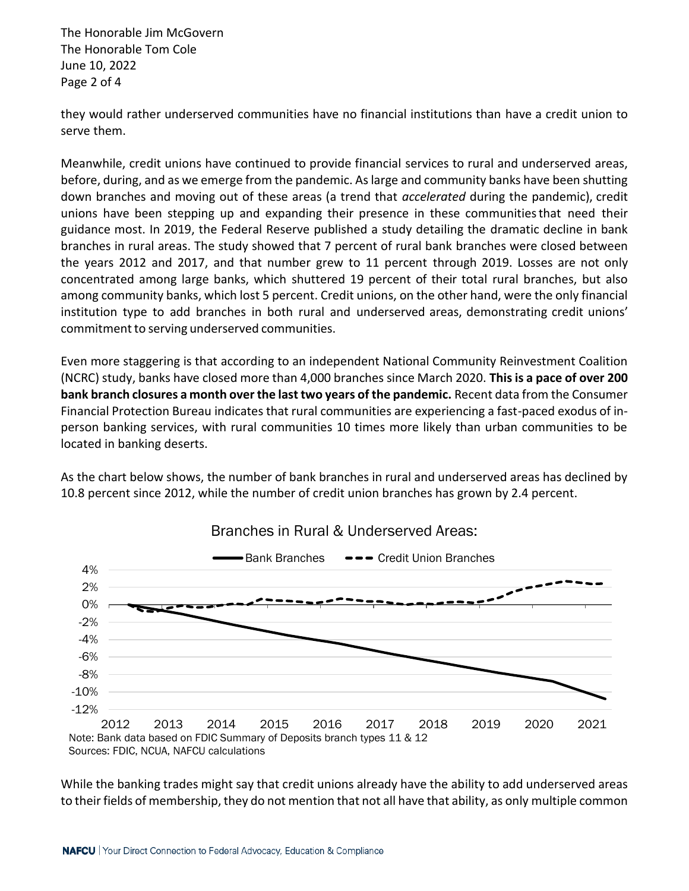they would rather underserved communities have no financial institutions than have a credit union to serve them.

Meanwhile, credit unions have continued to provide financial services to rural and underserved areas, before, during, and as we emerge from the pandemic. As large and community banks have been shutting down branches and moving out of these areas (a trend that *accelerated* during the pandemic), credit unions have been stepping up and expanding their presence in these communities that need their guidance most. In 2019, the Federal Reserve published a study detailing the dramatic decline in bank branches in rural areas. The study showed that 7 percent of rural bank branches were closed between the years 2012 and 2017, and that number grew to 11 percent through 2019. Losses are not only concentrated among large banks, which shuttered 19 percent of their total rural branches, but also among community banks, which lost 5 percent. Credit unions, on the other hand, were the only financial institution type to add branches in both rural and underserved areas, demonstrating credit unions' commitment to serving underserved communities.

Even more staggering is that according to an independent National Community Reinvestment Coalition (NCRC) study, banks have closed more than 4,000 branches since March 2020. **This is a pace of over 200 bank branch closures a month over the last two years of the pandemic.** Recent data from the Consumer Financial Protection Bureau indicates that rural communities are experiencing a fast-paced exodus of in-person banking services, with rural communities 10 times more likely than urban communities to be located in banking deserts.

As the chart below shows, the number of bank branches in rural and underserved areas has declined by 10.8 percent since 2012, while the number of credit union branches has grown by 2.4 percent.

Branches in Rural & Underserved Areas:

Bank Branches / Credit Union Branches

Note: Bank data based on FDIC Summary of Deposits branch types 11 & 12
Sources: FDIC, NCUA, NAFCU calculations

While the banking trades might say that credit unions already have the ability to add underserved areas to their fields of membership, they do not mention that not all have that ability, as only multiple common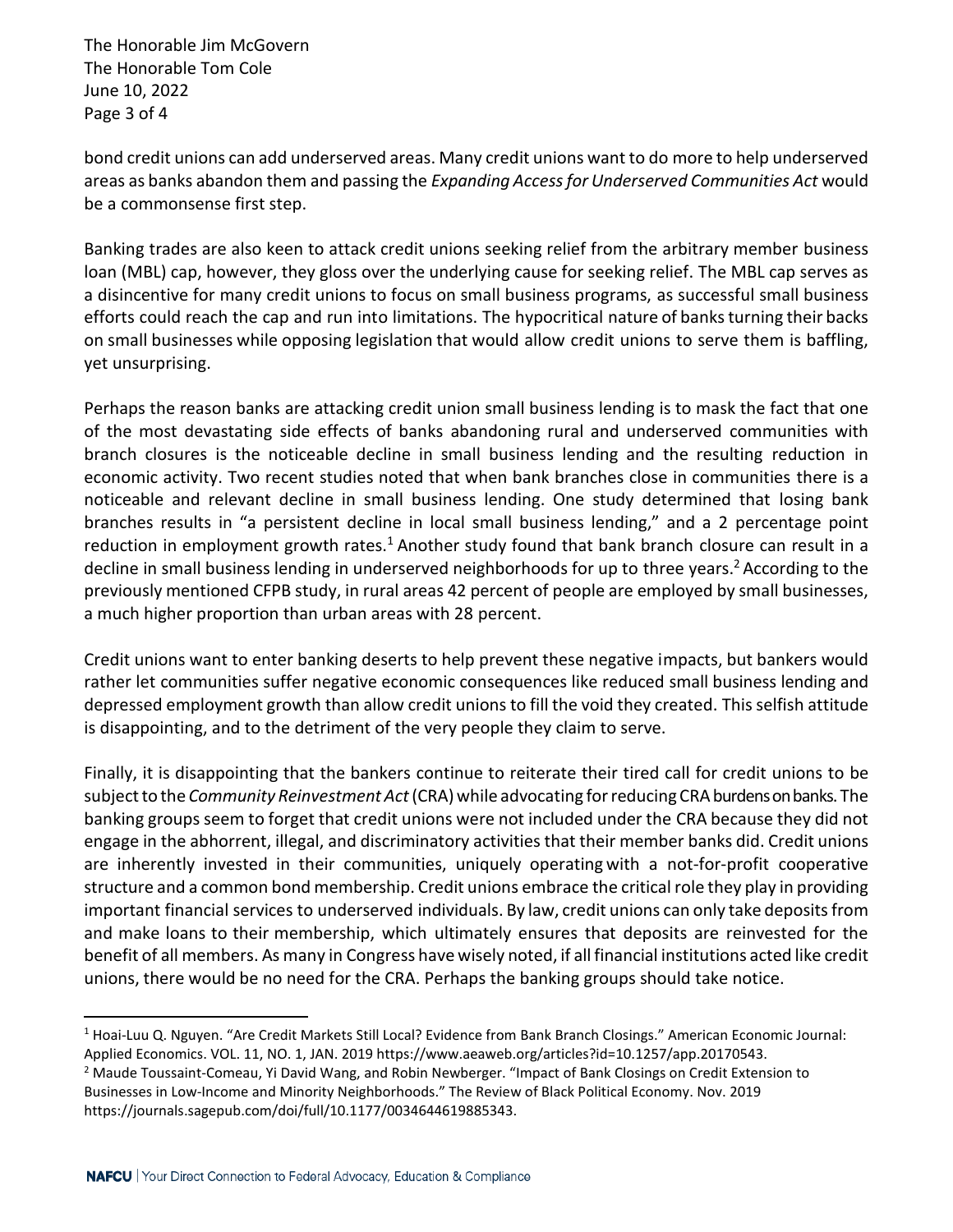bond credit unions can add underserved areas. Many credit unions want to do more to help underserved areas as banks abandon them and passing the *Expanding Access for Underserved Communities Act* would be a commonsense first step.

Banking trades are also keen to attack credit unions seeking relief from the arbitrary member business loan (MBL) cap, however, they gloss over the underlying cause for seeking relief. The MBL cap serves as a disincentive for many credit unions to focus on small business programs, as successful small business efforts could reach the cap and run into limitations. The hypocritical nature of banks turning their backs on small businesses while opposing legislation that would allow credit unions to serve them is baffling, yet unsurprising.

Perhaps the reason banks are attacking credit union small business lending is to mask the fact that one of the most devastating side effects of banks abandoning rural and underserved communities with branch closures is the noticeable decline in small business lending and the resulting reduction in economic activity. Two recent studies noted that when bank branches close in communities there is a noticeable and relevant decline in small business lending. One study determined that losing bank branches results in "a persistent decline in local small business lending," and a 2 percentage point reduction in employment growth rates.[1] Another study found that bank branch closure can result in a decline in small business lending in underserved neighborhoods for up to three years.[2] According to the previously mentioned CFPB study, in rural areas 42 percent of people are employed by small businesses, a much higher proportion than urban areas with 28 percent.

Credit unions want to enter banking deserts to help prevent these negative impacts, but bankers would rather let communities suffer negative economic consequences like reduced small business lending and depressed employment growth than allow credit unions to fill the void they created. This selfish attitude is disappointing, and to the detriment of the very people they claim to serve.

Finally, it is disappointing that the bankers continue to reiterate their tired call for credit unions to be subject to the *Community Reinvestment Act* (CRA) while advocating for reducing CRA burdens on banks. The banking groups seem to forget that credit unions were not included under the CRA because they did not engage in the abhorrent, illegal, and discriminatory activities that their member banks did. Credit unions are inherently invested in their communities, uniquely operating with a not-for-profit cooperative structure and a common bond membership. Credit unions embrace the critical role they play in providing important financial services to underserved individuals. By law, credit unions can only take deposits from and make loans to their membership, which ultimately ensures that deposits are reinvested for the benefit of all members. As many in Congress have wisely noted, if all financial institutions acted like credit unions, there would be no need for the CRA. Perhaps the banking groups should take notice.

---

[1] Hoai-Luu Q. Nguyen. "Are Credit Markets Still Local? Evidence from Bank Branch Closings." American Economic Journal: Applied Economics. VOL. 11, NO. 1, JAN. 2019 https://www.aeaweb.org/articles?id=10.1257/app.20170543.

[2] Maude Toussaint-Comeau, Yi David Wang, and Robin Newberger. "Impact of Bank Closings on Credit Extension to Businesses in Low-Income and Minority Neighborhoods." The Review of Black Political Economy. Nov. 2019 https://journals.sagepub.com/doi/full/10.1177/0034644619885343.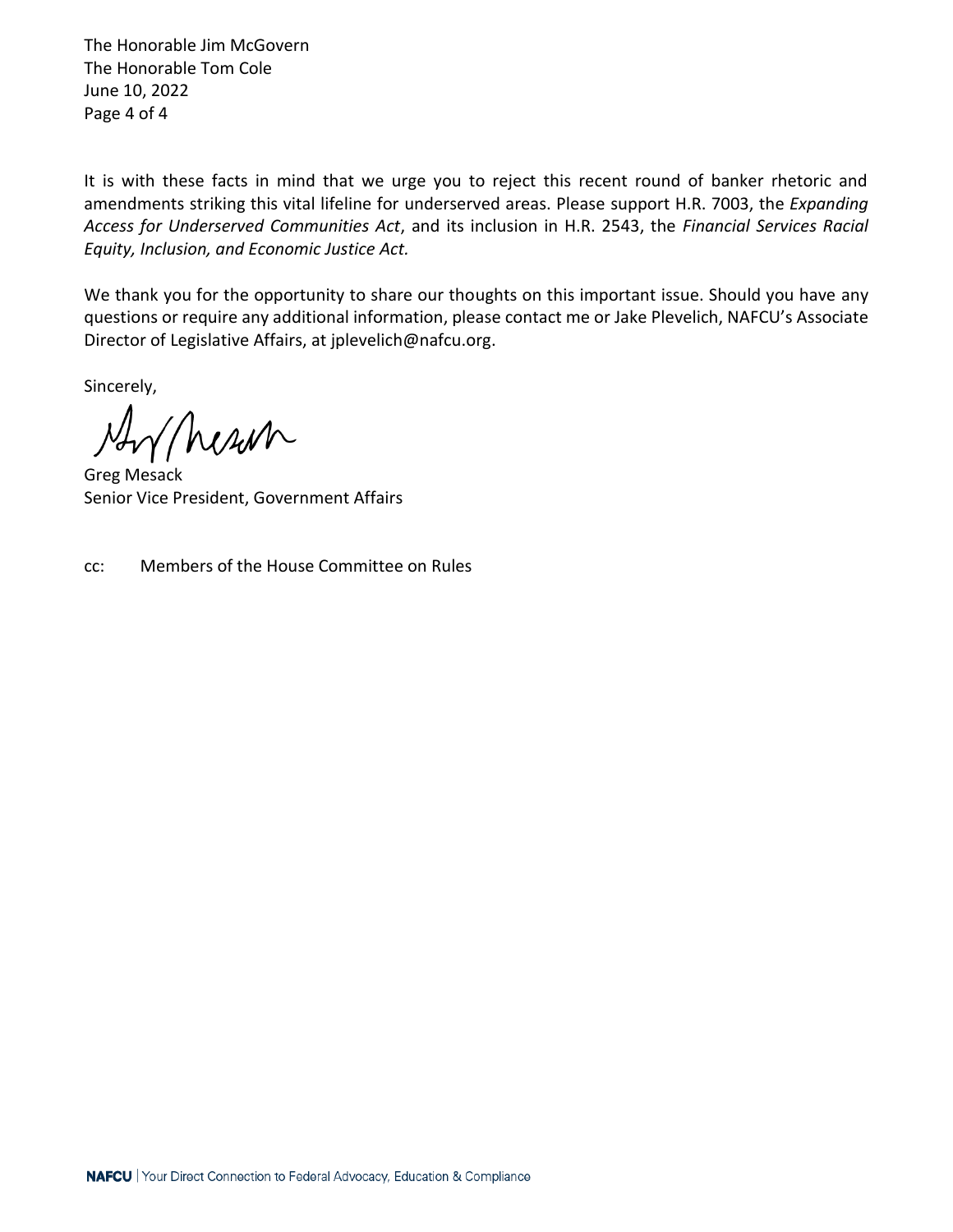It is with these facts in mind that we urge you to reject this recent round of banker rhetoric and amendments striking this vital lifeline for underserved areas. Please support H.R. 7003, the *Expanding Access for Underserved Communities Act*, and its inclusion in H.R. 2543, the *Financial Services Racial Equity, Inclusion, and Economic Justice Act.*

We thank you for the opportunity to share our thoughts on this important issue. Should you have any questions or require any additional information, please contact me or Jake Plevelich, NAFCU's Associate Director of Legislative Affairs, at jplevelich@nafcu.org.

Sincerely,

Greg Mesack
Senior Vice President, Government Affairs

cc: Members of the House Committee on Rules